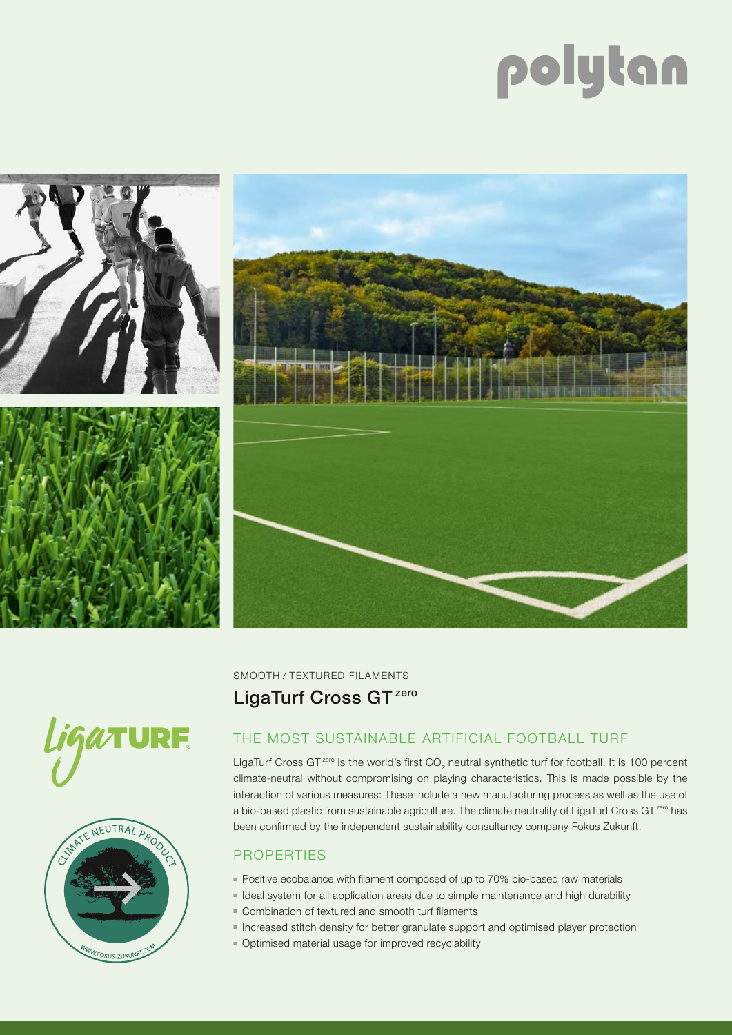SMOOTH / TEXTURED FILAMENTS

# LigaTurf Cross GT zero

## THE MOST SUSTAINABLE ARTIFICIAL FOOTBALL TURF

LigaTurf Cross GT zero is the world's first $CO_2$ neutral synthetic turf for football. It is 100 percent climate-neutral without compromising on playing characteristics. This is made possible by the interaction of various measures: These include a new manufacturing process as well as the use of a bio-based plastic from sustainable agriculture. The climate neutrality of LigaTurf Cross GT zero has been confirmed by the independent sustainability consultancy company Fokus Zukunft.

## PROPERTIES

- Positive ecobalance with filament composed of up to 70% bio-based raw materials
- Ideal system for all application areas due to simple maintenance and high durability
- Combination of textured and smooth turf filaments
- Increased stitch density for better granulate support and optimised player protection
- Optimised material usage for improved recyclability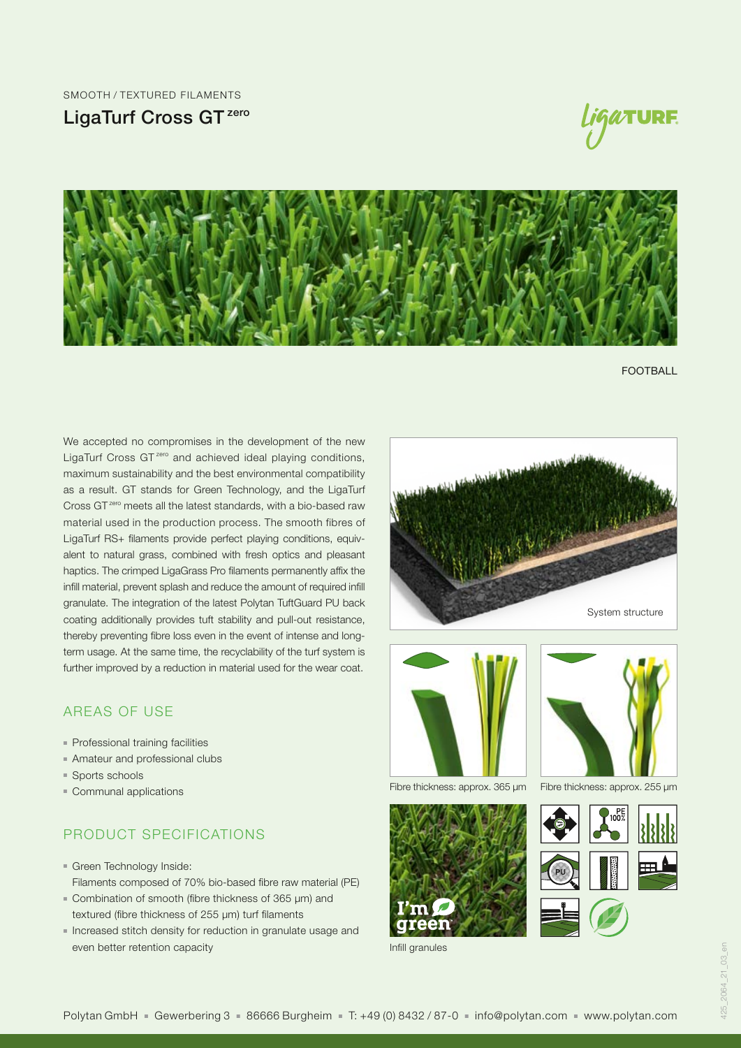SMOOTH / TEXTURED FILAMENTS

# LigaTurf Cross GT zero

FOOTBALL

We accepted no compromises in the development of the new LigaTurf Cross GT zero and achieved ideal playing conditions, maximum sustainability and the best environmental compatibility as a result. GT stands for Green Technology, and the LigaTurf Cross GT zero meets all the latest standards, with a bio-based raw material used in the production process. The smooth fibres of LigaTurf RS+ filaments provide perfect playing conditions, equivalent to natural grass, combined with fresh optics and pleasant haptics. The crimped LigaGrass Pro filaments permanently affix the infill material, prevent splash and reduce the amount of required infill granulate. The integration of the latest Polytan TuftGuard PU back coating additionally provides tuft stability and pull-out resistance, thereby preventing fibre loss even in the event of intense and long-term usage. At the same time, the recyclability of the turf system is further improved by a reduction in material used for the wear coat.

## AREAS OF USE

- Professional training facilities
- Amateur and professional clubs
- Sports schools
- Communal applications

## PRODUCT SPECIFICATIONS

- Green Technology Inside: Filaments composed of 70% bio-based fibre raw material (PE)
- Combination of smooth (fibre thickness of 365 µm) and textured (fibre thickness of 255 µm) turf filaments
- Increased stitch density for reduction in granulate usage and even better retention capacity

System structure

Fibre thickness: approx. 365 µm

Fibre thickness: approx. 255 µm

Infill granules

Polytan GmbH ▪ Gewerbering 3 ▪ 86666 Burgheim ▪ T: +49 (0) 8432 / 87-0 ▪ info@polytan.com ▪ www.polytan.com